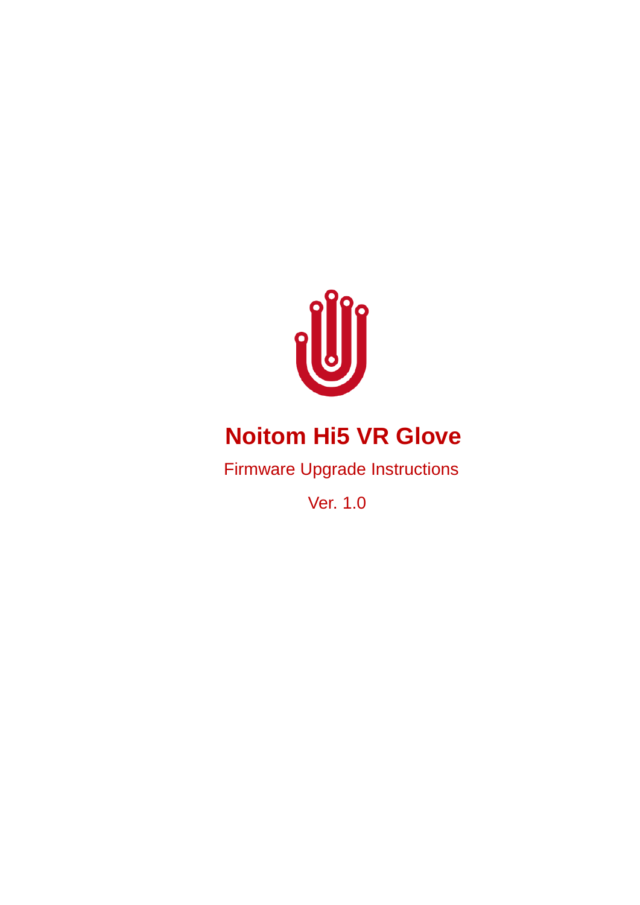# Noitom Hi5 VR Glove

Firmware Upgrade Instructions

Ver. 1.0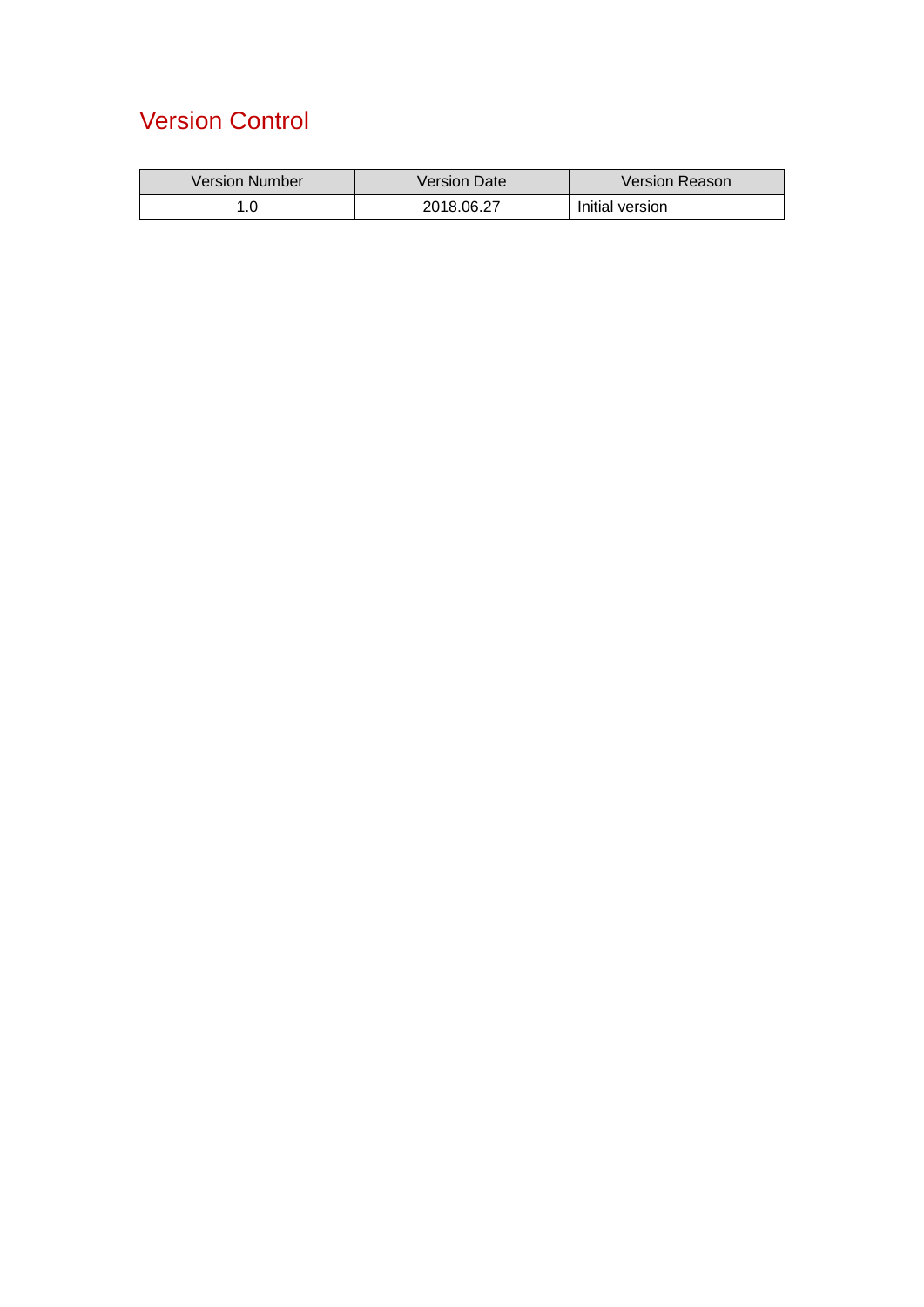# Version Control

| Version Number | Version Date | Version Reason |
|---|---|---|
| 1.0 | 2018.06.27 | Initial version |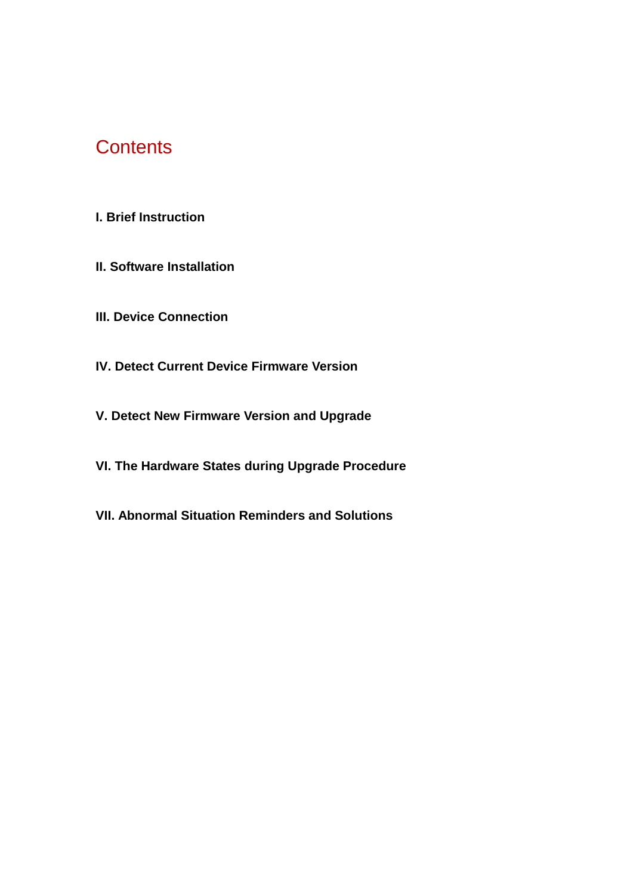# Contents

**I. Brief Instruction**

**II. Software Installation**

**III. Device Connection**

**IV. Detect Current Device Firmware Version**

**V. Detect New Firmware Version and Upgrade**

**VI. The Hardware States during Upgrade Procedure**

**VII. Abnormal Situation Reminders and Solutions**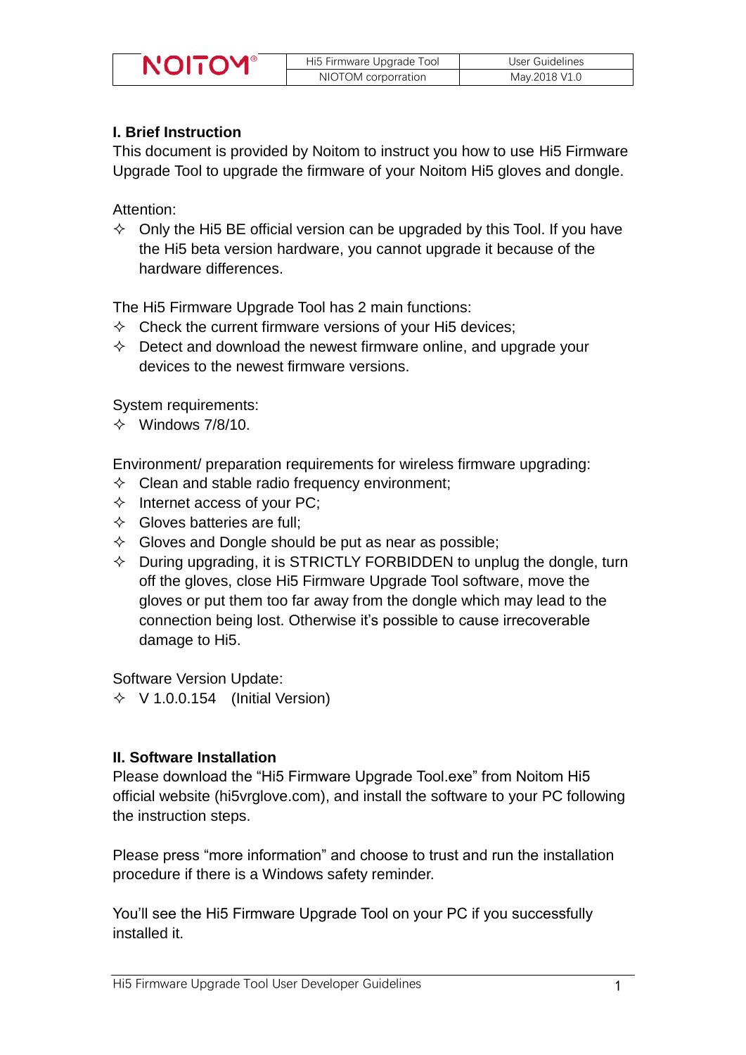## I. Brief Instruction

This document is provided by Noitom to instruct you how to use Hi5 Firmware Upgrade Tool to upgrade the firmware of your Noitom Hi5 gloves and dongle.

Attention:

- ✧ Only the Hi5 BE official version can be upgraded by this Tool. If you have the Hi5 beta version hardware, you cannot upgrade it because of the hardware differences.

The Hi5 Firmware Upgrade Tool has 2 main functions:

- ✧ Check the current firmware versions of your Hi5 devices;
- ✧ Detect and download the newest firmware online, and upgrade your devices to the newest firmware versions.

System requirements:

- ✧ Windows 7/8/10.

Environment/ preparation requirements for wireless firmware upgrading:

- ✧ Clean and stable radio frequency environment;
- ✧ Internet access of your PC;
- ✧ Gloves batteries are full;
- ✧ Gloves and Dongle should be put as near as possible;
- ✧ During upgrading, it is STRICTLY FORBIDDEN to unplug the dongle, turn off the gloves, close Hi5 Firmware Upgrade Tool software, move the gloves or put them too far away from the dongle which may lead to the connection being lost. Otherwise it's possible to cause irrecoverable damage to Hi5.

Software Version Update:

- ✧ V 1.0.0.154 (Initial Version)

## II. Software Installation

Please download the "Hi5 Firmware Upgrade Tool.exe" from Noitom Hi5 official website (hi5vrglove.com), and install the software to your PC following the instruction steps.

Please press "more information" and choose to trust and run the installation procedure if there is a Windows safety reminder.

You'll see the Hi5 Firmware Upgrade Tool on your PC if you successfully installed it.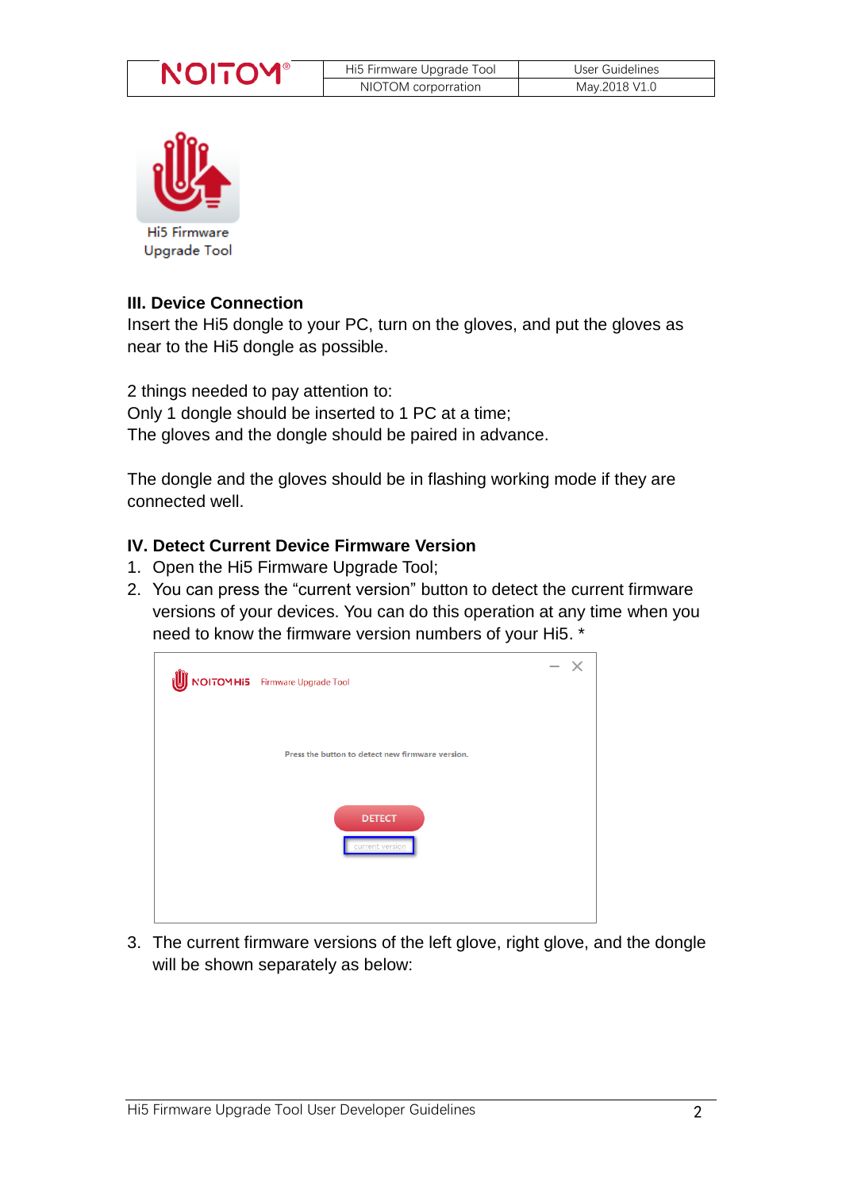Hi5 Firmware Upgrade Tool

### III. Device Connection

Insert the Hi5 dongle to your PC, turn on the gloves, and put the gloves as near to the Hi5 dongle as possible.

2 things needed to pay attention to:
Only 1 dongle should be inserted to 1 PC at a time;
The gloves and the dongle should be paired in advance.

The dongle and the gloves should be in flashing working mode if they are connected well.

### IV. Detect Current Device Firmware Version

1. Open the Hi5 Firmware Upgrade Tool;
2. You can press the "current version" button to detect the current firmware versions of your devices. You can do this operation at any time when you need to know the firmware version numbers of your Hi5. *

NOITOM Hi5 Firmware Upgrade Tool

Press the button to detect new firmware version.

DETECT

current version

3. The current firmware versions of the left glove, right glove, and the dongle will be shown separately as below: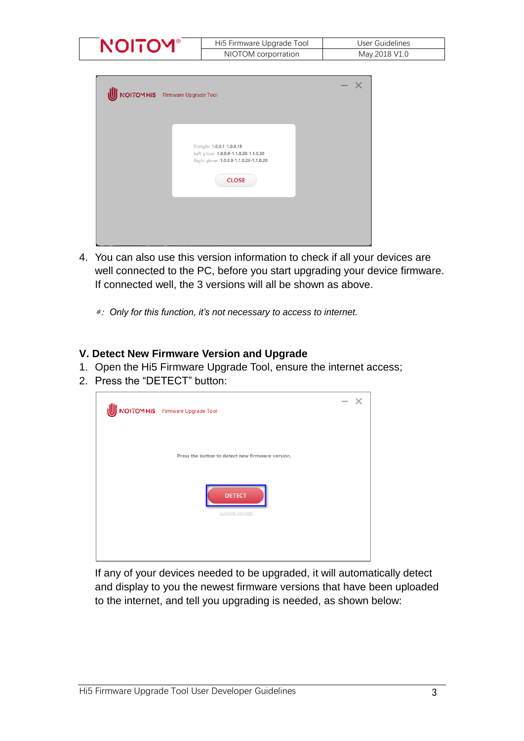4. You can also use this version information to check if all your devices are well connected to the PC, before you start upgrading your device firmware. If connected well, the 3 versions will all be shown as above.

   *∗: Only for this function, it's not necessary to access to internet.*

### V. Detect New Firmware Version and Upgrade

1. Open the Hi5 Firmware Upgrade Tool, ensure the internet access;
2. Press the "DETECT" button:

   If any of your devices needed to be upgraded, it will automatically detect and display to you the newest firmware versions that have been uploaded to the internet, and tell you upgrading is needed, as shown below: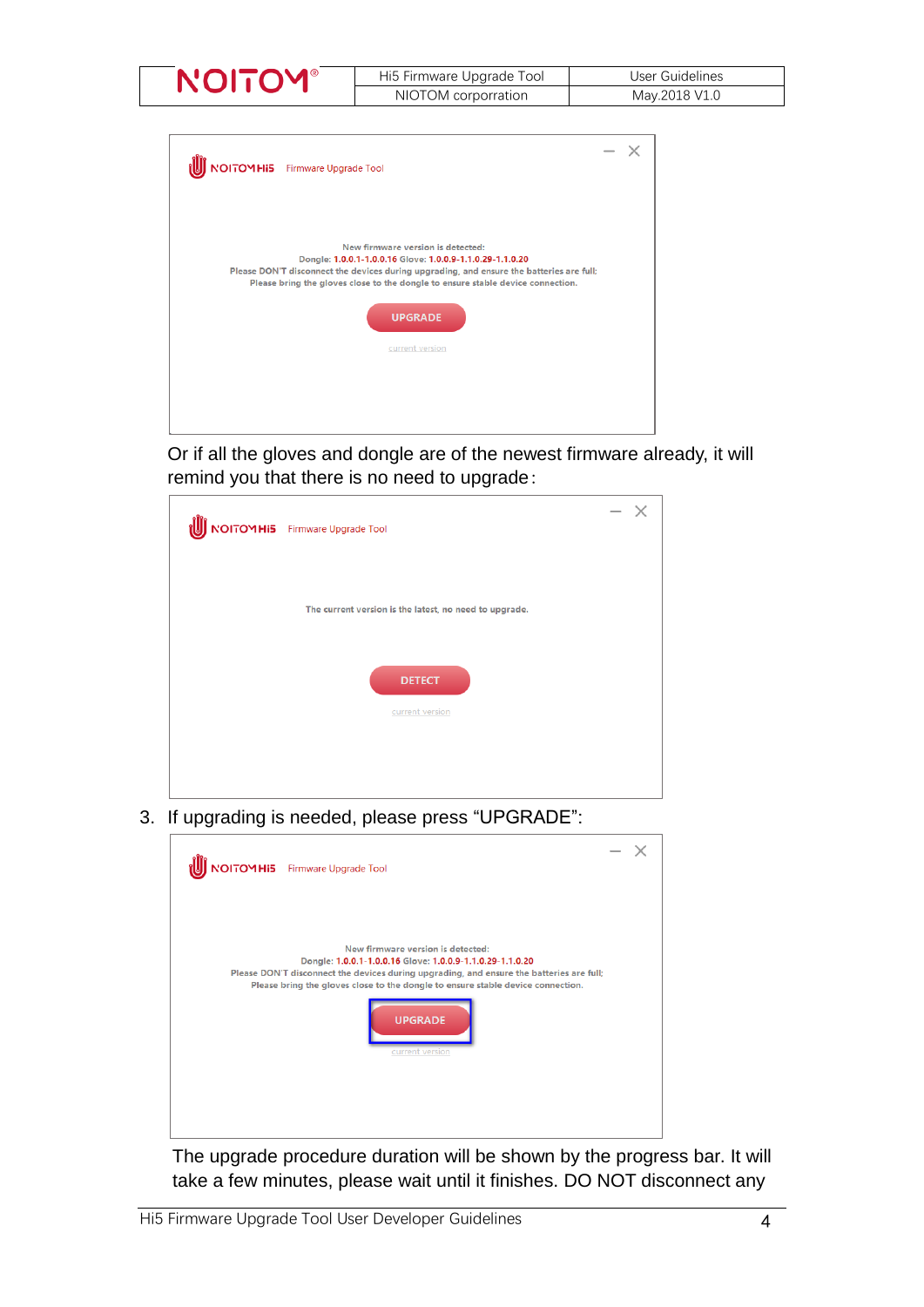New firmware version is detected:
Dongle: 1.0.0.1-1.0.0.16 Glove: 1.0.0.9-1.1.0.29-1.1.0.20
Please DON'T disconnect the devices during upgrading, and ensure the batteries are full;
Please bring the gloves close to the dongle to ensure stable device connection.

UPGRADE

current version

Or if all the gloves and dongle are of the newest firmware already, it will remind you that there is no need to upgrade：

The current version is the latest, no need to upgrade.

DETECT

current version

3. If upgrading is needed, please press "UPGRADE":

New firmware version is detected:
Dongle: 1.0.0.1-1.0.0.16 Glove: 1.0.0.9-1.1.0.29-1.1.0.20
Please DON'T disconnect the devices during upgrading, and ensure the batteries are full;
Please bring the gloves close to the dongle to ensure stable device connection.

UPGRADE

current version

The upgrade procedure duration will be shown by the progress bar. It will take a few minutes, please wait until it finishes. DO NOT disconnect any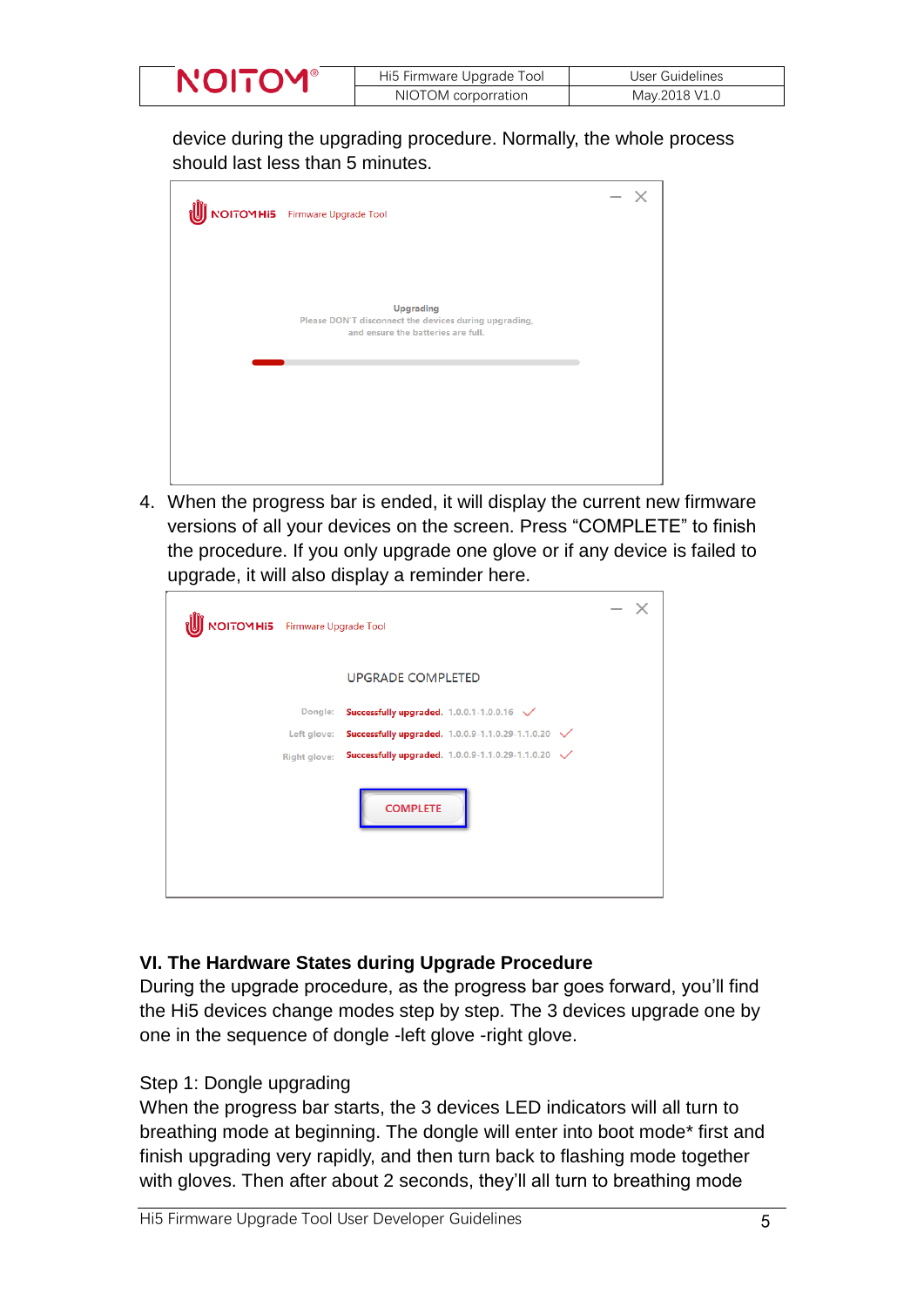device during the upgrading procedure. Normally, the whole process should last less than 5 minutes.

4. When the progress bar is ended, it will display the current new firmware versions of all your devices on the screen. Press “COMPLETE” to finish the procedure. If you only upgrade one glove or if any device is failed to upgrade, it will also display a reminder here.

### VI. The Hardware States during Upgrade Procedure

During the upgrade procedure, as the progress bar goes forward, you’ll find the Hi5 devices change modes step by step. The 3 devices upgrade one by one in the sequence of dongle -left glove -right glove.

Step 1: Dongle upgrading

When the progress bar starts, the 3 devices LED indicators will all turn to breathing mode at beginning. The dongle will enter into boot mode* first and finish upgrading very rapidly, and then turn back to flashing mode together with gloves. Then after about 2 seconds, they’ll all turn to breathing mode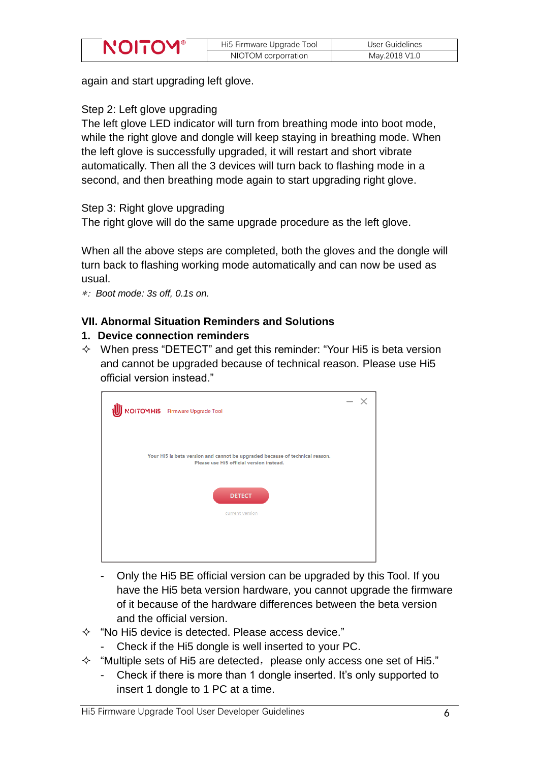again and start upgrading left glove.

Step 2: Left glove upgrading
The left glove LED indicator will turn from breathing mode into boot mode, while the right glove and dongle will keep staying in breathing mode. When the left glove is successfully upgraded, it will restart and short vibrate automatically. Then all the 3 devices will turn back to flashing mode in a second, and then breathing mode again to start upgrading right glove.

Step 3: Right glove upgrading
The right glove will do the same upgrade procedure as the left glove.

When all the above steps are completed, both the gloves and the dongle will turn back to flashing working mode automatically and can now be used as usual.

*∗: Boot mode: 3s off, 0.1s on.*

## VII. Abnormal Situation Reminders and Solutions

### 1. Device connection reminders

✧ When press “DETECT” and get this reminder: “Your Hi5 is beta version and cannot be upgraded because of technical reason. Please use Hi5 official version instead.”

NOITOM Hi5 Firmware Upgrade Tool

Your Hi5 is beta version and cannot be upgraded because of technical reason.
Please use Hi5 official version instead.

DETECT

current version

- Only the Hi5 BE official version can be upgraded by this Tool. If you have the Hi5 beta version hardware, you cannot upgrade the firmware of it because of the hardware differences between the beta version and the official version.

✧ “No Hi5 device is detected. Please access device.”
  - Check if the Hi5 dongle is well inserted to your PC.

✧ “Multiple sets of Hi5 are detected， please only access one set of Hi5.”
  - Check if there is more than 1 dongle inserted. It’s only supported to insert 1 dongle to 1 PC at a time.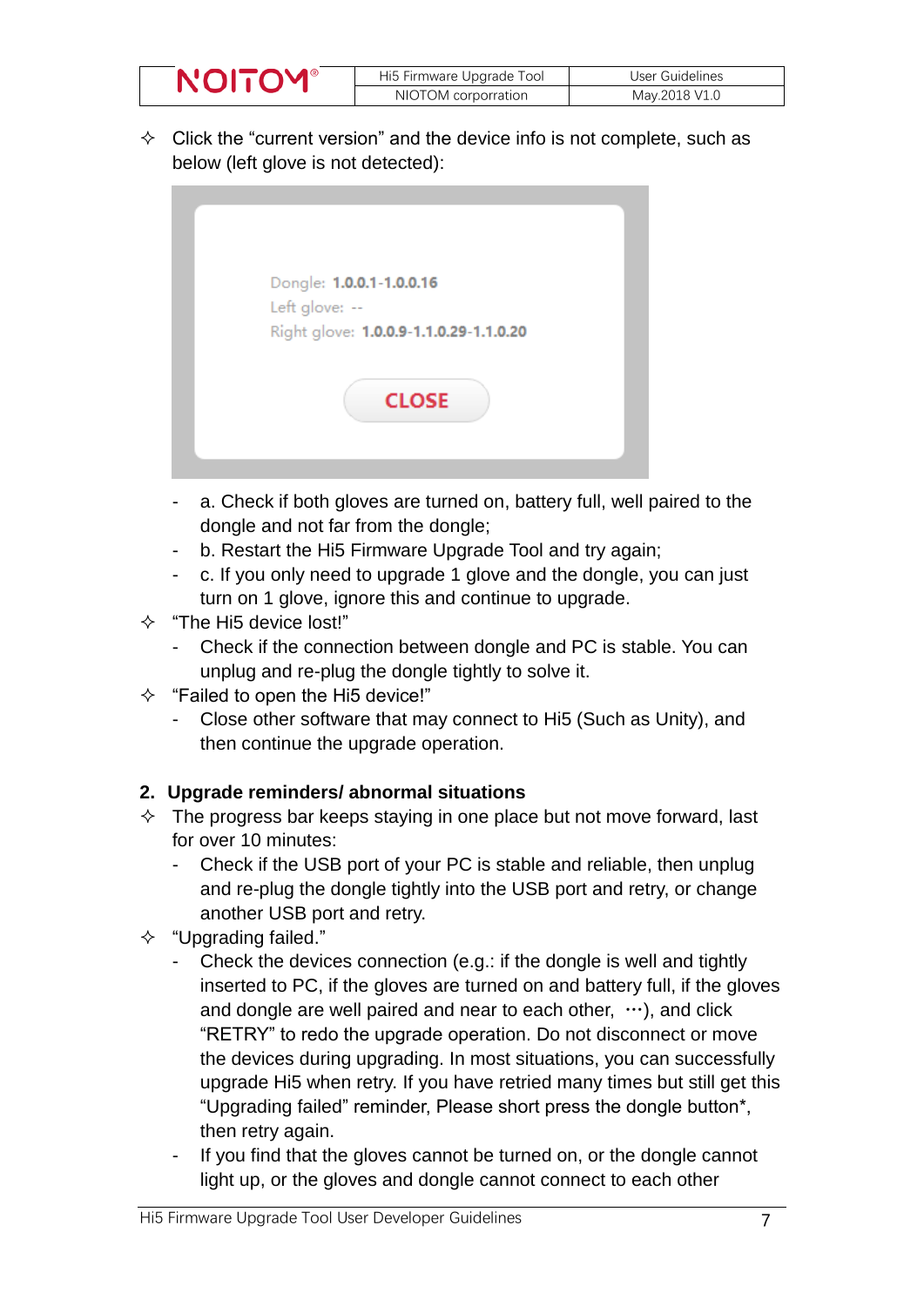- ✧ Click the “current version” and the device info is not complete, such as below (left glove is not detected):

Dongle: 1.0.0.1-1.0.0.16
Left glove: --
Right glove: 1.0.0.9-1.1.0.29-1.1.0.20

CLOSE

  - a. Check if both gloves are turned on, battery full, well paired to the dongle and not far from the dongle;
  - b. Restart the Hi5 Firmware Upgrade Tool and try again;
  - c. If you only need to upgrade 1 glove and the dongle, you can just turn on 1 glove, ignore this and continue to upgrade.
- ✧ “The Hi5 device lost!”
  - Check if the connection between dongle and PC is stable. You can unplug and re-plug the dongle tightly to solve it.
- ✧ “Failed to open the Hi5 device!”
  - Close other software that may connect to Hi5 (Such as Unity), and then continue the upgrade operation.

## 2. Upgrade reminders/ abnormal situations

- ✧ The progress bar keeps staying in one place but not move forward, last for over 10 minutes:
  - Check if the USB port of your PC is stable and reliable, then unplug and re-plug the dongle tightly into the USB port and retry, or change another USB port and retry.
- ✧ “Upgrading failed.”
  - Check the devices connection (e.g.: if the dongle is well and tightly inserted to PC, if the gloves are turned on and battery full, if the gloves and dongle are well paired and near to each other, …), and click “RETRY” to redo the upgrade operation. Do not disconnect or move the devices during upgrading. In most situations, you can successfully upgrade Hi5 when retry. If you have retried many times but still get this “Upgrading failed” reminder, Please short press the dongle button*, then retry again.
  - If you find that the gloves cannot be turned on, or the dongle cannot light up, or the gloves and dongle cannot connect to each other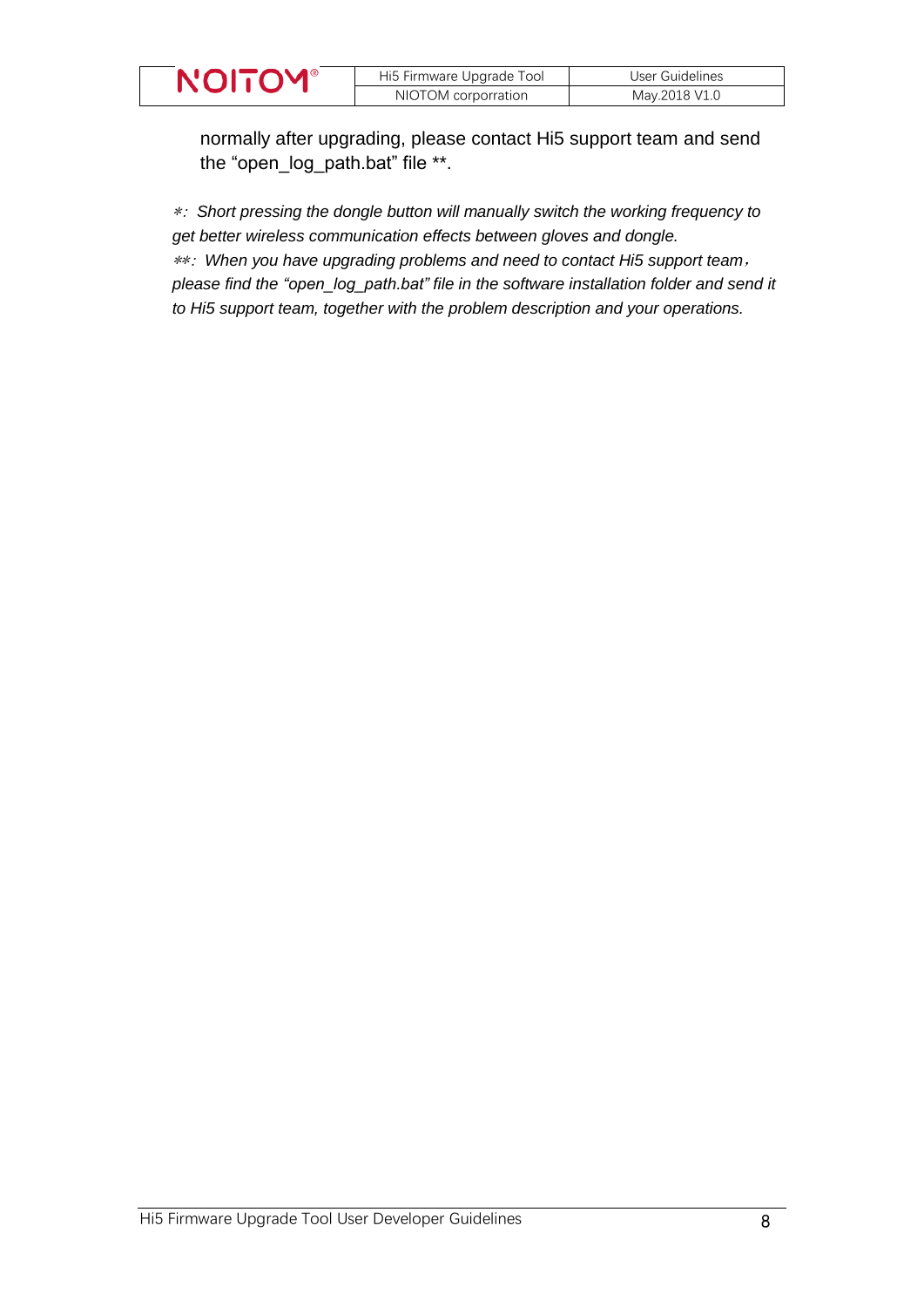normally after upgrading, please contact Hi5 support team and send the “open_log_path.bat” file **.

*＊: Short pressing the dongle button will manually switch the working frequency to get better wireless communication effects between gloves and dongle.*
*＊＊: When you have upgrading problems and need to contact Hi5 support team, please find the “open_log_path.bat” file in the software installation folder and send it to Hi5 support team, together with the problem description and your operations.*